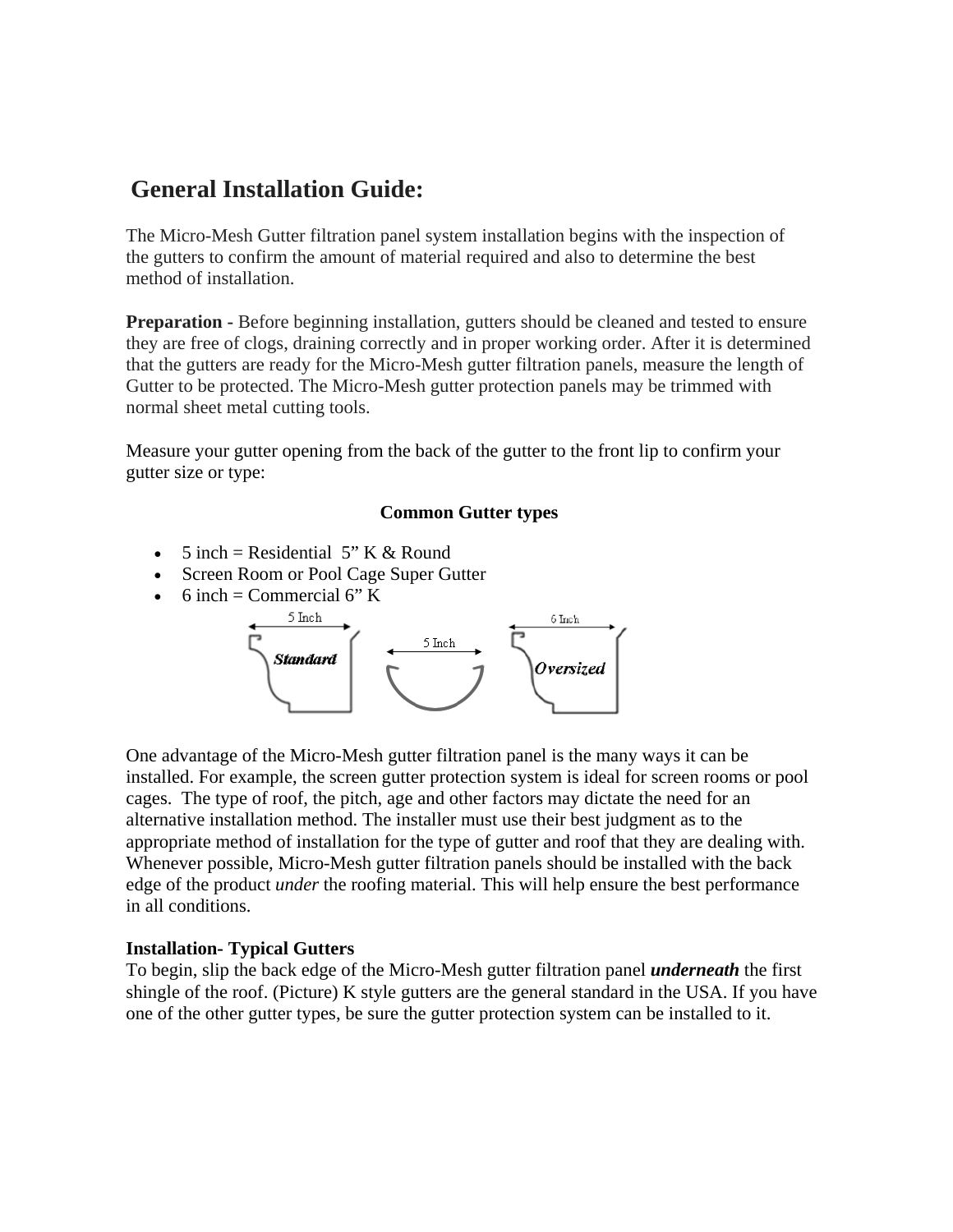# General Installation Guide:

The Micro-Mesh Gutter filtration panel system installation begins with the inspection of the gutters to confirm the amount of material required and also to determine the best method of installation.

**Preparation -** Before beginning installation, gutters should be cleaned and tested to ensure they are free of clogs, draining correctly and in proper working order. After it is determined that the gutters are ready for the Micro-Mesh gutter filtration panels, measure the length of Gutter to be protected. The Micro-Mesh gutter protection panels may be trimmed with normal sheet metal cutting tools.

Measure your gutter opening from the back of the gutter to the front lip to confirm your gutter size or type:

**Common Gutter types**

- 5 inch = Residential 5" K & Round
- Screen Room or Pool Cage Super Gutter
- 6 inch = Commercial 6" K

5 Inch Standard | 5 Inch | 6 Inch Oversized

One advantage of the Micro-Mesh gutter filtration panel is the many ways it can be installed. For example, the screen gutter protection system is ideal for screen rooms or pool cages. The type of roof, the pitch, age and other factors may dictate the need for an alternative installation method. The installer must use their best judgment as to the appropriate method of installation for the type of gutter and roof that they are dealing with. Whenever possible, Micro-Mesh gutter filtration panels should be installed with the back edge of the product *under* the roofing material. This will help ensure the best performance in all conditions.

**Installation- Typical Gutters**
To begin, slip the back edge of the Micro-Mesh gutter filtration panel ***underneath*** the first shingle of the roof. (Picture) K style gutters are the general standard in the USA. If you have one of the other gutter types, be sure the gutter protection system can be installed to it.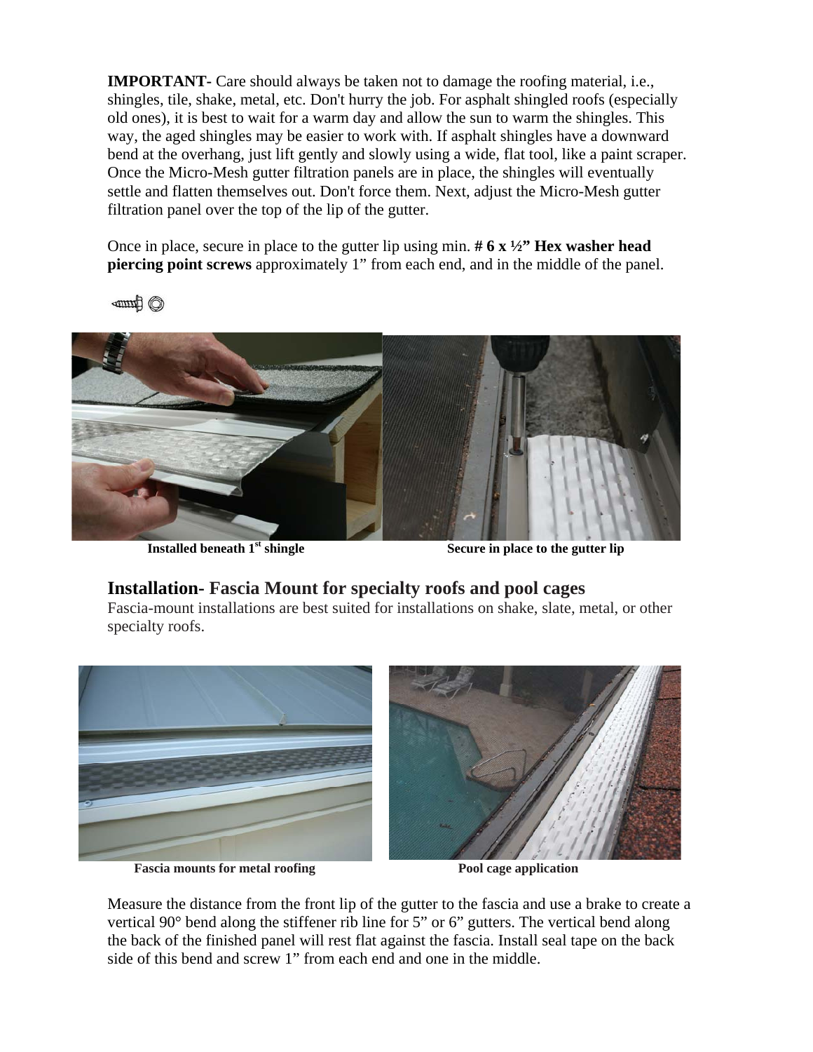**IMPORTANT-** Care should always be taken not to damage the roofing material, i.e., shingles, tile, shake, metal, etc. Don't hurry the job. For asphalt shingled roofs (especially old ones), it is best to wait for a warm day and allow the sun to warm the shingles. This way, the aged shingles may be easier to work with. If asphalt shingles have a downward bend at the overhang, just lift gently and slowly using a wide, flat tool, like a paint scraper. Once the Micro-Mesh gutter filtration panels are in place, the shingles will eventually settle and flatten themselves out. Don't force them. Next, adjust the Micro-Mesh gutter filtration panel over the top of the lip of the gutter.

Once in place, secure in place to the gutter lip using min. **# 6 x ½" Hex washer head piercing point screws** approximately 1" from each end, and in the middle of the panel.

**Installed beneath 1st shingle**

**Secure in place to the gutter lip**

## Installation- Fascia Mount for specialty roofs and pool cages

Fascia-mount installations are best suited for installations on shake, slate, metal, or other specialty roofs.

**Fascia mounts for metal roofing**

**Pool cage application**

Measure the distance from the front lip of the gutter to the fascia and use a brake to create a vertical 90° bend along the stiffener rib line for 5" or 6" gutters. The vertical bend along the back of the finished panel will rest flat against the fascia. Install seal tape on the back side of this bend and screw 1" from each end and one in the middle.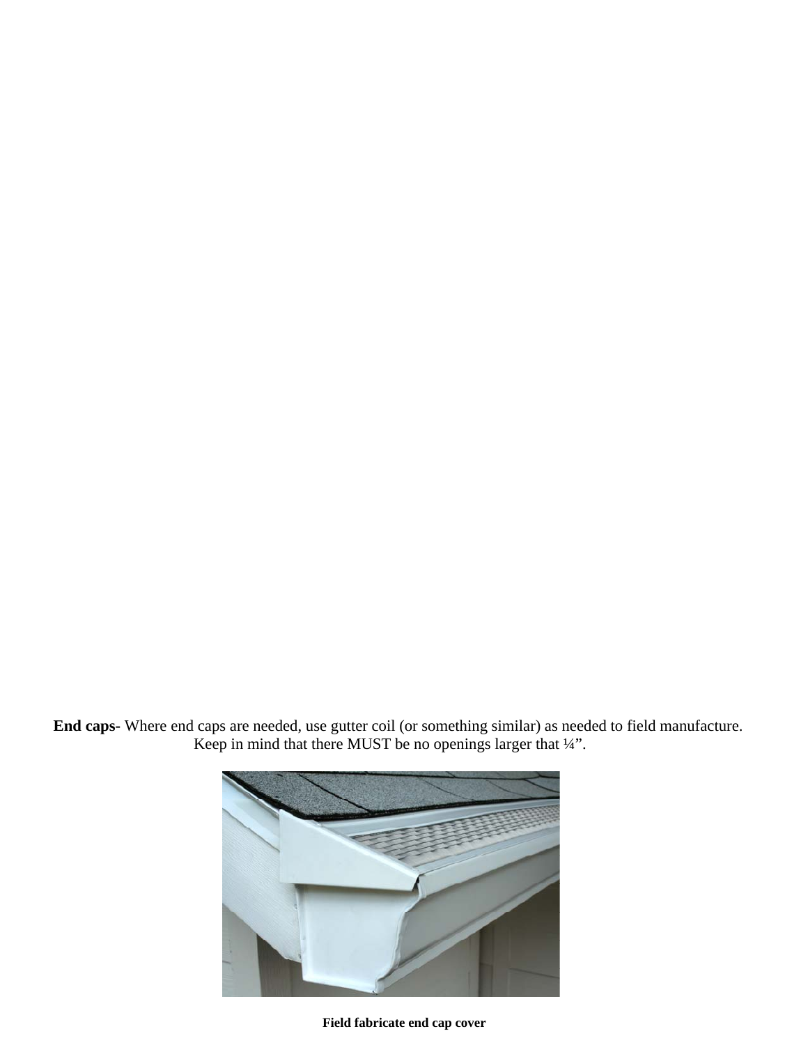**End caps-** Where end caps are needed, use gutter coil (or something similar) as needed to field manufacture. Keep in mind that there MUST be no openings larger that ¼".

**Field fabricate end cap cover**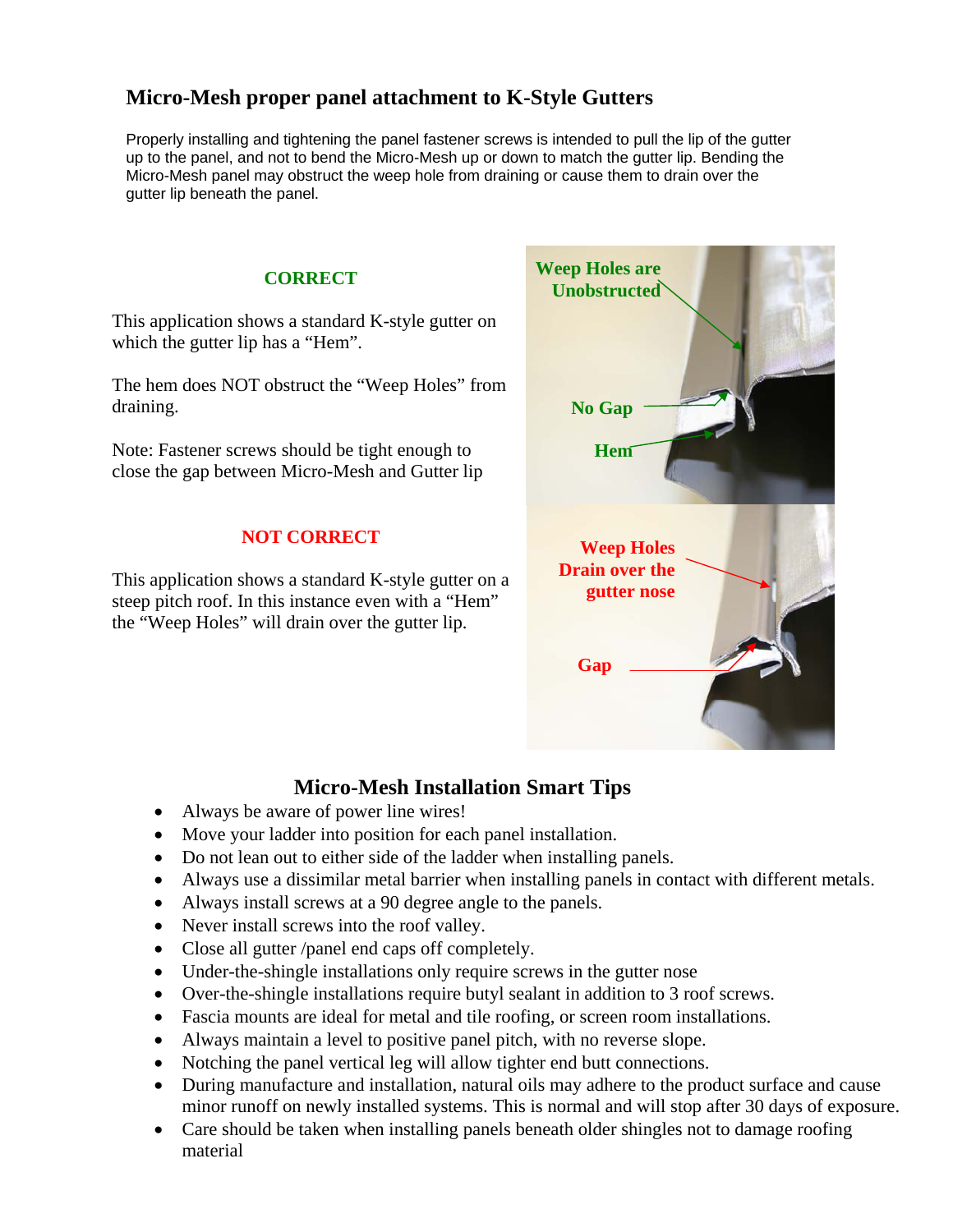## Micro-Mesh proper panel attachment to K-Style Gutters

Properly installing and tightening the panel fastener screws is intended to pull the lip of the gutter up to the panel, and not to bend the Micro-Mesh up or down to match the gutter lip. Bending the Micro-Mesh panel may obstruct the weep hole from draining or cause them to drain over the gutter lip beneath the panel.

### CORRECT

This application shows a standard K-style gutter on which the gutter lip has a "Hem".

The hem does NOT obstruct the "Weep Holes" from draining.

Note: Fastener screws should be tight enough to close the gap between Micro-Mesh and Gutter lip

Weep Holes are Unobstructed

No Gap

Hem

### NOT CORRECT

This application shows a standard K-style gutter on a steep pitch roof. In this instance even with a "Hem" the "Weep Holes" will drain over the gutter lip.

Weep Holes Drain over the gutter nose

Gap

## Micro-Mesh Installation Smart Tips

- Always be aware of power line wires!
- Move your ladder into position for each panel installation.
- Do not lean out to either side of the ladder when installing panels.
- Always use a dissimilar metal barrier when installing panels in contact with different metals.
- Always install screws at a 90 degree angle to the panels.
- Never install screws into the roof valley.
- Close all gutter /panel end caps off completely.
- Under-the-shingle installations only require screws in the gutter nose
- Over-the-shingle installations require butyl sealant in addition to 3 roof screws.
- Fascia mounts are ideal for metal and tile roofing, or screen room installations.
- Always maintain a level to positive panel pitch, with no reverse slope.
- Notching the panel vertical leg will allow tighter end butt connections.
- During manufacture and installation, natural oils may adhere to the product surface and cause minor runoff on newly installed systems. This is normal and will stop after 30 days of exposure.
- Care should be taken when installing panels beneath older shingles not to damage roofing material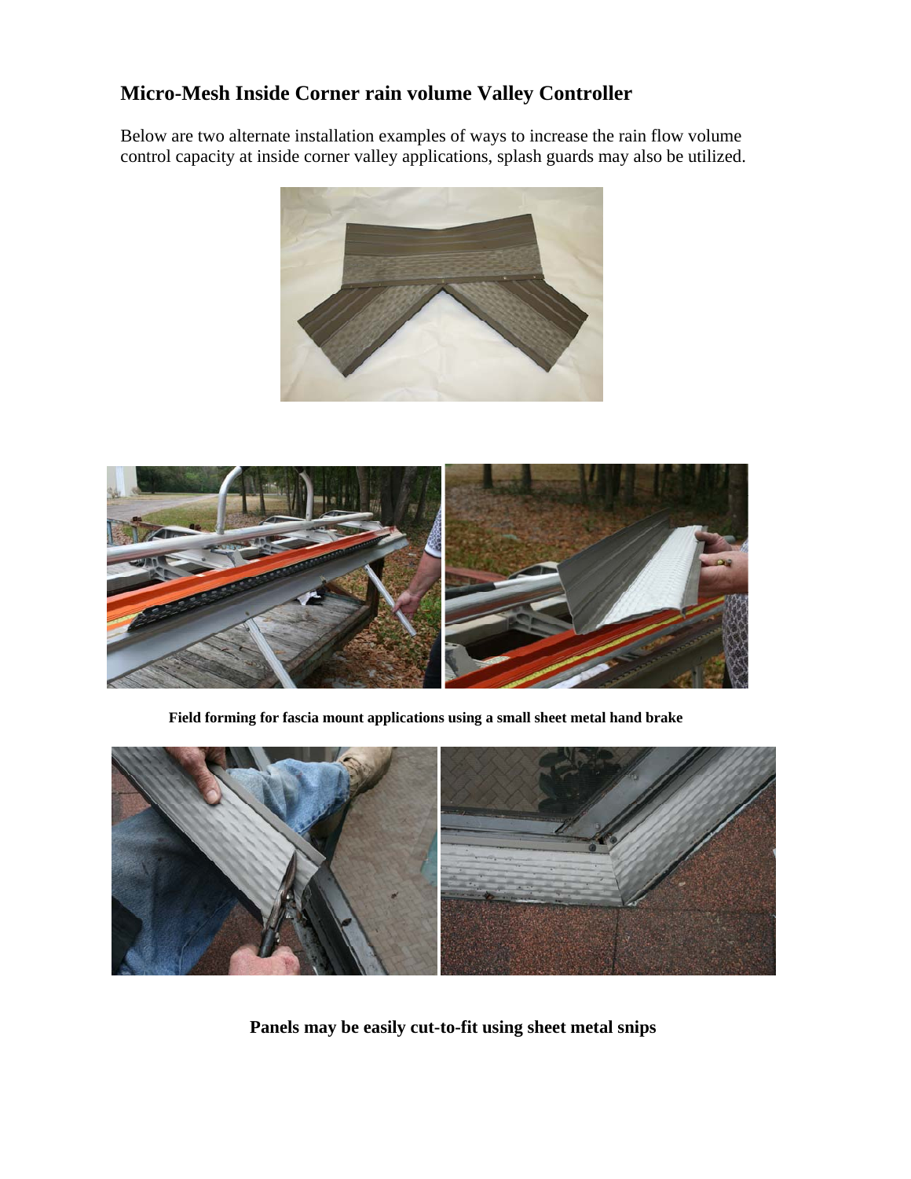## Micro-Mesh Inside Corner rain volume Valley Controller

Below are two alternate installation examples of ways to increase the rain flow volume control capacity at inside corner valley applications, splash guards may also be utilized.

**Field forming for fascia mount applications using a small sheet metal hand brake**

**Panels may be easily cut-to-fit using sheet metal snips**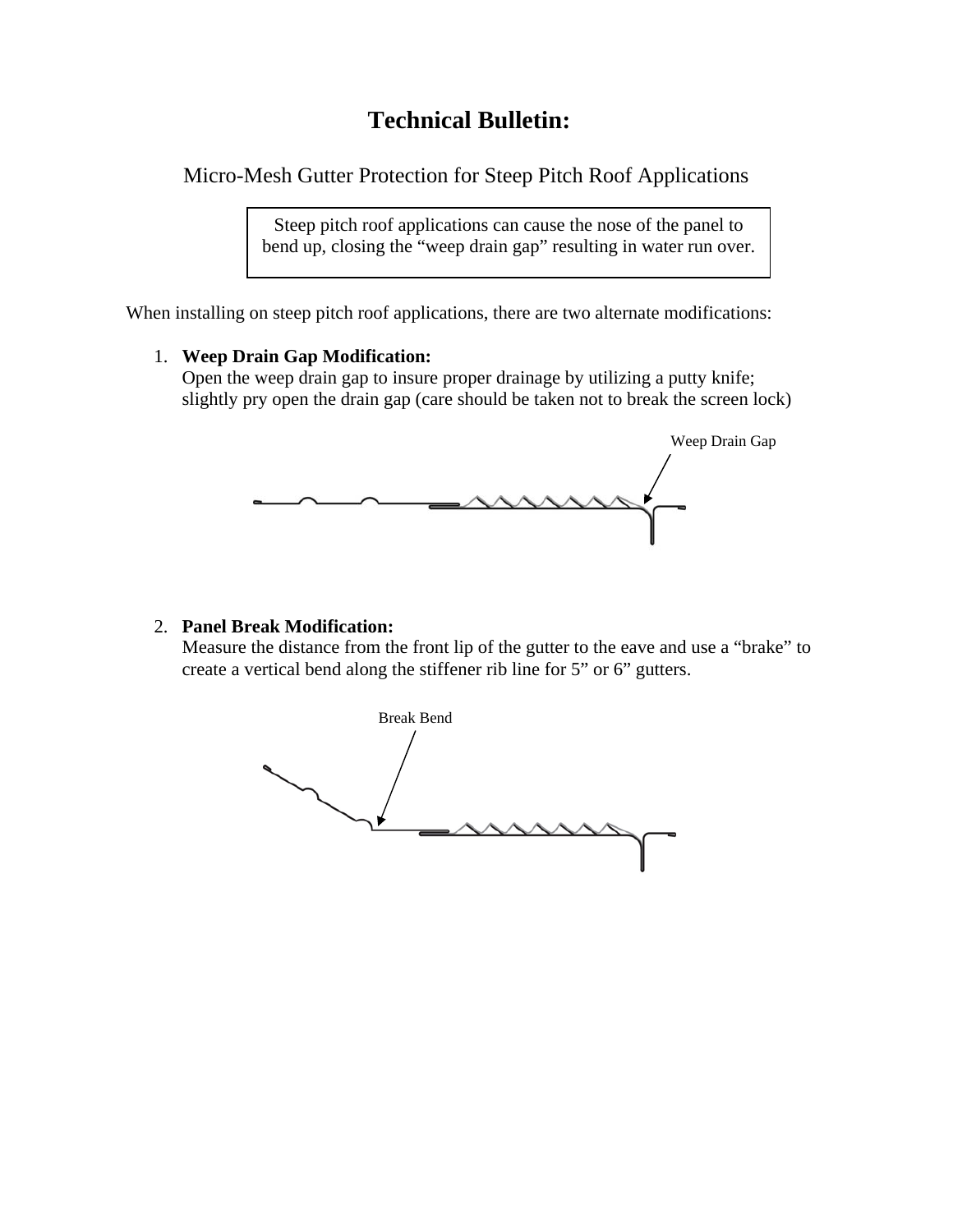# Technical Bulletin:

## Micro-Mesh Gutter Protection for Steep Pitch Roof Applications

Steep pitch roof applications can cause the nose of the panel to bend up, closing the "weep drain gap" resulting in water run over.

When installing on steep pitch roof applications, there are two alternate modifications:

1. **Weep Drain Gap Modification:**
   Open the weep drain gap to insure proper drainage by utilizing a putty knife; slightly pry open the drain gap (care should be taken not to break the screen lock)

Weep Drain Gap

2. **Panel Break Modification:**
   Measure the distance from the front lip of the gutter to the eave and use a "brake" to create a vertical bend along the stiffener rib line for 5" or 6" gutters.

Break Bend